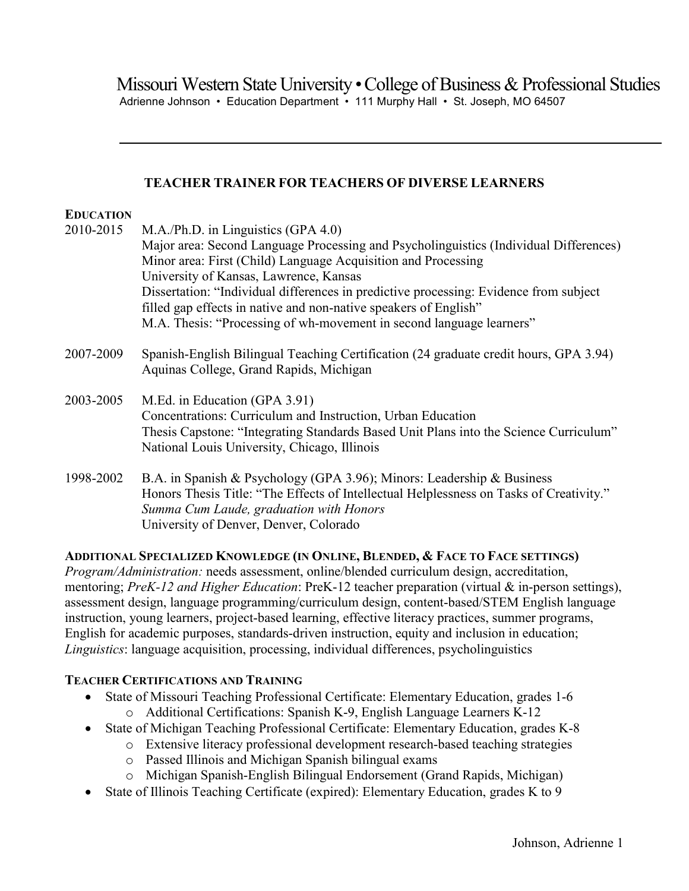Missouri Western State University • College of Business & Professional Studies

Adrienne Johnson • Education Department • 111 Murphy Hall • St. Joseph, MO 64507

---

# TEACHER TRAINER FOR TEACHERS OF DIVERSE LEARNERS

## EDUCATION

2010-2015 M.A./Ph.D. in Linguistics (GPA 4.0)
Major area: Second Language Processing and Psycholinguistics (Individual Differences)
Minor area: First (Child) Language Acquisition and Processing
University of Kansas, Lawrence, Kansas
Dissertation: "Individual differences in predictive processing: Evidence from subject filled gap effects in native and non-native speakers of English"
M.A. Thesis: "Processing of wh-movement in second language learners"

2007-2009 Spanish-English Bilingual Teaching Certification (24 graduate credit hours, GPA 3.94)
Aquinas College, Grand Rapids, Michigan

2003-2005 M.Ed. in Education (GPA 3.91)
Concentrations: Curriculum and Instruction, Urban Education
Thesis Capstone: "Integrating Standards Based Unit Plans into the Science Curriculum"
National Louis University, Chicago, Illinois

1998-2002 B.A. in Spanish & Psychology (GPA 3.96); Minors: Leadership & Business
Honors Thesis Title: "The Effects of Intellectual Helplessness on Tasks of Creativity."
*Summa Cum Laude, graduation with Honors*
University of Denver, Denver, Colorado

## ADDITIONAL SPECIALIZED KNOWLEDGE (IN ONLINE, BLENDED, & FACE TO FACE SETTINGS)

*Program/Administration:* needs assessment, online/blended curriculum design, accreditation, mentoring; *PreK-12 and Higher Education*: PreK-12 teacher preparation (virtual & in-person settings), assessment design, language programming/curriculum design, content-based/STEM English language instruction, young learners, project-based learning, effective literacy practices, summer programs, English for academic purposes, standards-driven instruction, equity and inclusion in education; *Linguistics*: language acquisition, processing, individual differences, psycholinguistics

## TEACHER CERTIFICATIONS AND TRAINING

- State of Missouri Teaching Professional Certificate: Elementary Education, grades 1-6
  - Additional Certifications: Spanish K-9, English Language Learners K-12
- State of Michigan Teaching Professional Certificate: Elementary Education, grades K-8
  - Extensive literacy professional development research-based teaching strategies
  - Passed Illinois and Michigan Spanish bilingual exams
  - Michigan Spanish-English Bilingual Endorsement (Grand Rapids, Michigan)
- State of Illinois Teaching Certificate (expired): Elementary Education, grades K to 9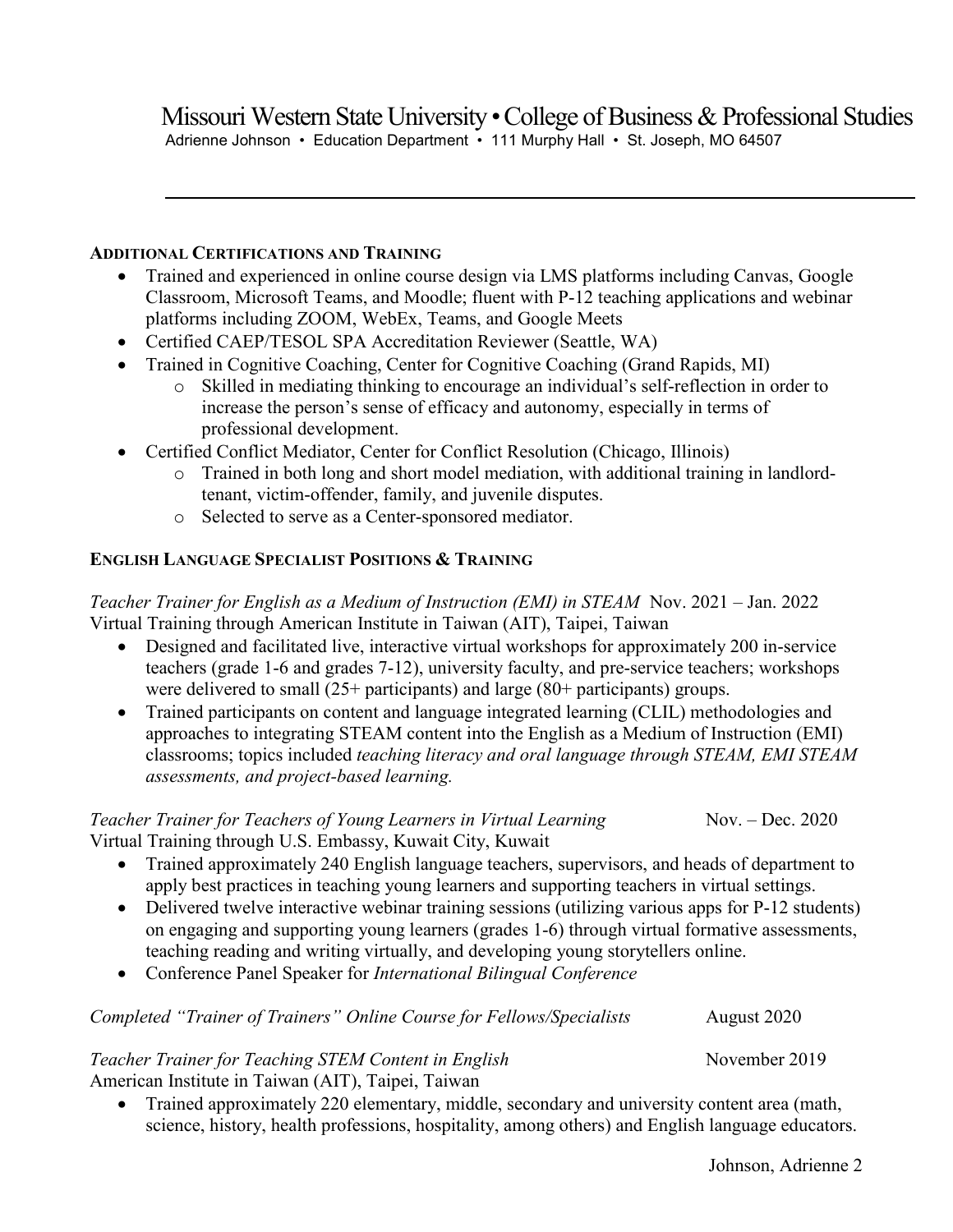## Additional Certifications and Training

- Trained and experienced in online course design via LMS platforms including Canvas, Google Classroom, Microsoft Teams, and Moodle; fluent with P-12 teaching applications and webinar platforms including ZOOM, WebEx, Teams, and Google Meets
- Certified CAEP/TESOL SPA Accreditation Reviewer (Seattle, WA)
- Trained in Cognitive Coaching, Center for Cognitive Coaching (Grand Rapids, MI)
  - Skilled in mediating thinking to encourage an individual's self-reflection in order to increase the person's sense of efficacy and autonomy, especially in terms of professional development.
- Certified Conflict Mediator, Center for Conflict Resolution (Chicago, Illinois)
  - Trained in both long and short model mediation, with additional training in landlord-tenant, victim-offender, family, and juvenile disputes.
  - Selected to serve as a Center-sponsored mediator.

## English Language Specialist Positions & Training

*Teacher Trainer for English as a Medium of Instruction (EMI) in STEAM* Nov. 2021 – Jan. 2022
Virtual Training through American Institute in Taiwan (AIT), Taipei, Taiwan

- Designed and facilitated live, interactive virtual workshops for approximately 200 in-service teachers (grade 1-6 and grades 7-12), university faculty, and pre-service teachers; workshops were delivered to small (25+ participants) and large (80+ participants) groups.
- Trained participants on content and language integrated learning (CLIL) methodologies and approaches to integrating STEAM content into the English as a Medium of Instruction (EMI) classrooms; topics included *teaching literacy and oral language through STEAM, EMI STEAM assessments, and project-based learning.*

*Teacher Trainer for Teachers of Young Learners in Virtual Learning* Nov. – Dec. 2020
Virtual Training through U.S. Embassy, Kuwait City, Kuwait

- Trained approximately 240 English language teachers, supervisors, and heads of department to apply best practices in teaching young learners and supporting teachers in virtual settings.
- Delivered twelve interactive webinar training sessions (utilizing various apps for P-12 students) on engaging and supporting young learners (grades 1-6) through virtual formative assessments, teaching reading and writing virtually, and developing young storytellers online.
- Conference Panel Speaker for *International Bilingual Conference*

*Completed "Trainer of Trainers" Online Course for Fellows/Specialists* August 2020

*Teacher Trainer for Teaching STEM Content in English* November 2019
American Institute in Taiwan (AIT), Taipei, Taiwan

- Trained approximately 220 elementary, middle, secondary and university content area (math, science, history, health professions, hospitality, among others) and English language educators.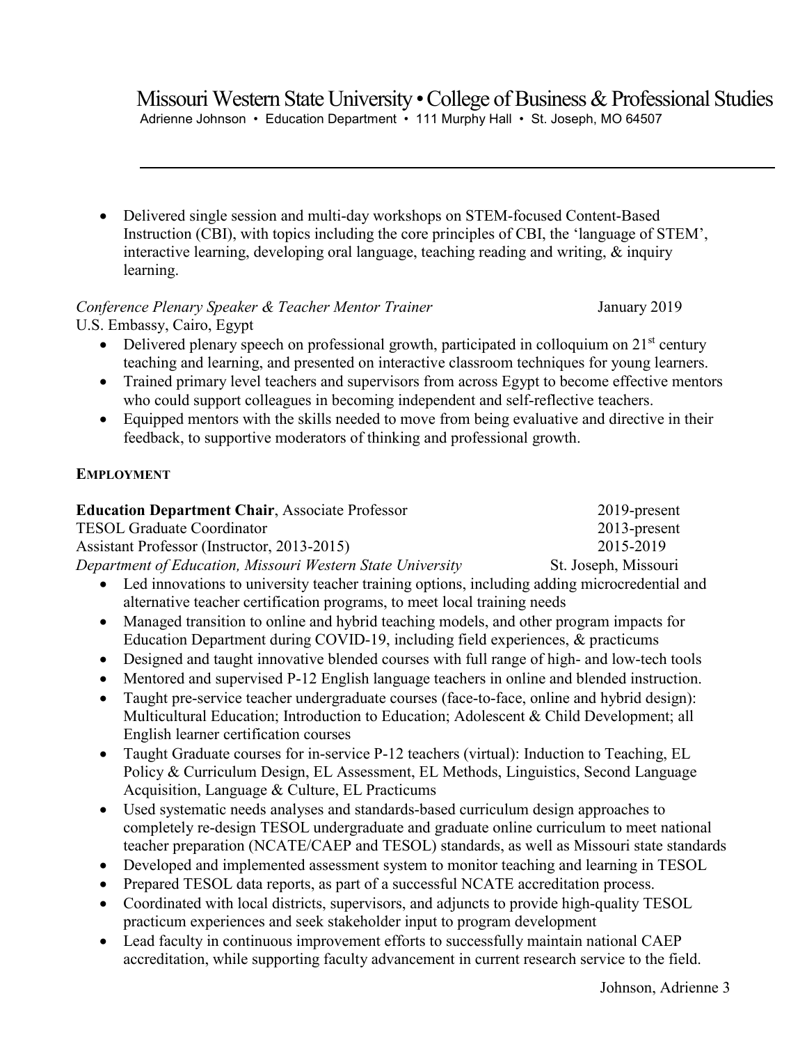- Delivered single session and multi-day workshops on STEM-focused Content-Based Instruction (CBI), with topics including the core principles of CBI, the 'language of STEM', interactive learning, developing oral language, teaching reading and writing, & inquiry learning.

*Conference Plenary Speaker & Teacher Mentor Trainer* — January 2019
U.S. Embassy, Cairo, Egypt

- Delivered plenary speech on professional growth, participated in colloquium on 21st century teaching and learning, and presented on interactive classroom techniques for young learners.
- Trained primary level teachers and supervisors from across Egypt to become effective mentors who could support colleagues in becoming independent and self-reflective teachers.
- Equipped mentors with the skills needed to move from being evaluative and directive in their feedback, to supportive moderators of thinking and professional growth.

## EMPLOYMENT

**Education Department Chair**, Associate Professor — 2019-present
TESOL Graduate Coordinator — 2013-present
Assistant Professor (Instructor, 2013-2015) — 2015-2019
*Department of Education, Missouri Western State University* — St. Joseph, Missouri

- Led innovations to university teacher training options, including adding microcredential and alternative teacher certification programs, to meet local training needs
- Managed transition to online and hybrid teaching models, and other program impacts for Education Department during COVID-19, including field experiences, & practicums
- Designed and taught innovative blended courses with full range of high- and low-tech tools
- Mentored and supervised P-12 English language teachers in online and blended instruction.
- Taught pre-service teacher undergraduate courses (face-to-face, online and hybrid design): Multicultural Education; Introduction to Education; Adolescent & Child Development; all English learner certification courses
- Taught Graduate courses for in-service P-12 teachers (virtual): Induction to Teaching, EL Policy & Curriculum Design, EL Assessment, EL Methods, Linguistics, Second Language Acquisition, Language & Culture, EL Practicums
- Used systematic needs analyses and standards-based curriculum design approaches to completely re-design TESOL undergraduate and graduate online curriculum to meet national teacher preparation (NCATE/CAEP and TESOL) standards, as well as Missouri state standards
- Developed and implemented assessment system to monitor teaching and learning in TESOL
- Prepared TESOL data reports, as part of a successful NCATE accreditation process.
- Coordinated with local districts, supervisors, and adjuncts to provide high-quality TESOL practicum experiences and seek stakeholder input to program development
- Lead faculty in continuous improvement efforts to successfully maintain national CAEP accreditation, while supporting faculty advancement in current research service to the field.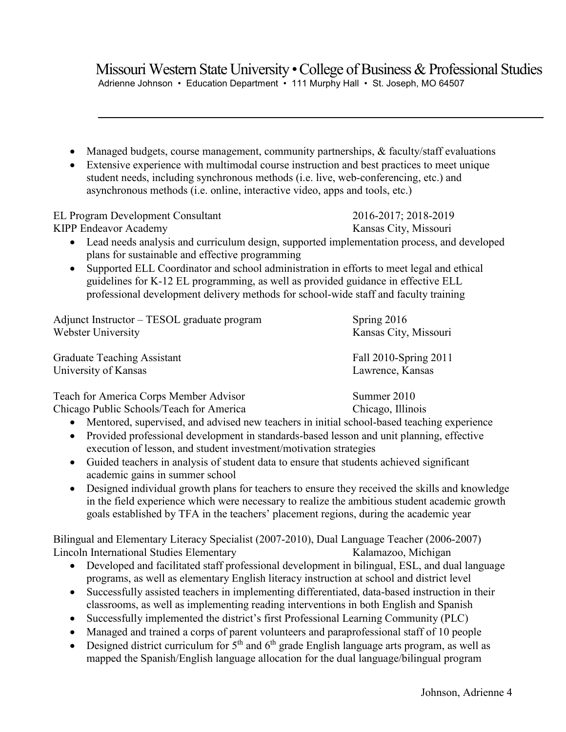- Managed budgets, course management, community partnerships, & faculty/staff evaluations
- Extensive experience with multimodal course instruction and best practices to meet unique student needs, including synchronous methods (i.e. live, web-conferencing, etc.) and asynchronous methods (i.e. online, interactive video, apps and tools, etc.)

EL Program Development Consultant — 2016-2017; 2018-2019
KIPP Endeavor Academy — Kansas City, Missouri

- Lead needs analysis and curriculum design, supported implementation process, and developed plans for sustainable and effective programming
- Supported ELL Coordinator and school administration in efforts to meet legal and ethical guidelines for K-12 EL programming, as well as provided guidance in effective ELL professional development delivery methods for school-wide staff and faculty training

Adjunct Instructor – TESOL graduate program — Spring 2016
Webster University — Kansas City, Missouri

Graduate Teaching Assistant — Fall 2010-Spring 2011
University of Kansas — Lawrence, Kansas

Teach for America Corps Member Advisor — Summer 2010
Chicago Public Schools/Teach for America — Chicago, Illinois

- Mentored, supervised, and advised new teachers in initial school-based teaching experience
- Provided professional development in standards-based lesson and unit planning, effective execution of lesson, and student investment/motivation strategies
- Guided teachers in analysis of student data to ensure that students achieved significant academic gains in summer school
- Designed individual growth plans for teachers to ensure they received the skills and knowledge in the field experience which were necessary to realize the ambitious student academic growth goals established by TFA in the teachers' placement regions, during the academic year

Bilingual and Elementary Literacy Specialist (2007-2010), Dual Language Teacher (2006-2007)
Lincoln International Studies Elementary — Kalamazoo, Michigan

- Developed and facilitated staff professional development in bilingual, ESL, and dual language programs, as well as elementary English literacy instruction at school and district level
- Successfully assisted teachers in implementing differentiated, data-based instruction in their classrooms, as well as implementing reading interventions in both English and Spanish
- Successfully implemented the district's first Professional Learning Community (PLC)
- Managed and trained a corps of parent volunteers and paraprofessional staff of 10 people
- Designed district curriculum for 5th and 6th grade English language arts program, as well as mapped the Spanish/English language allocation for the dual language/bilingual program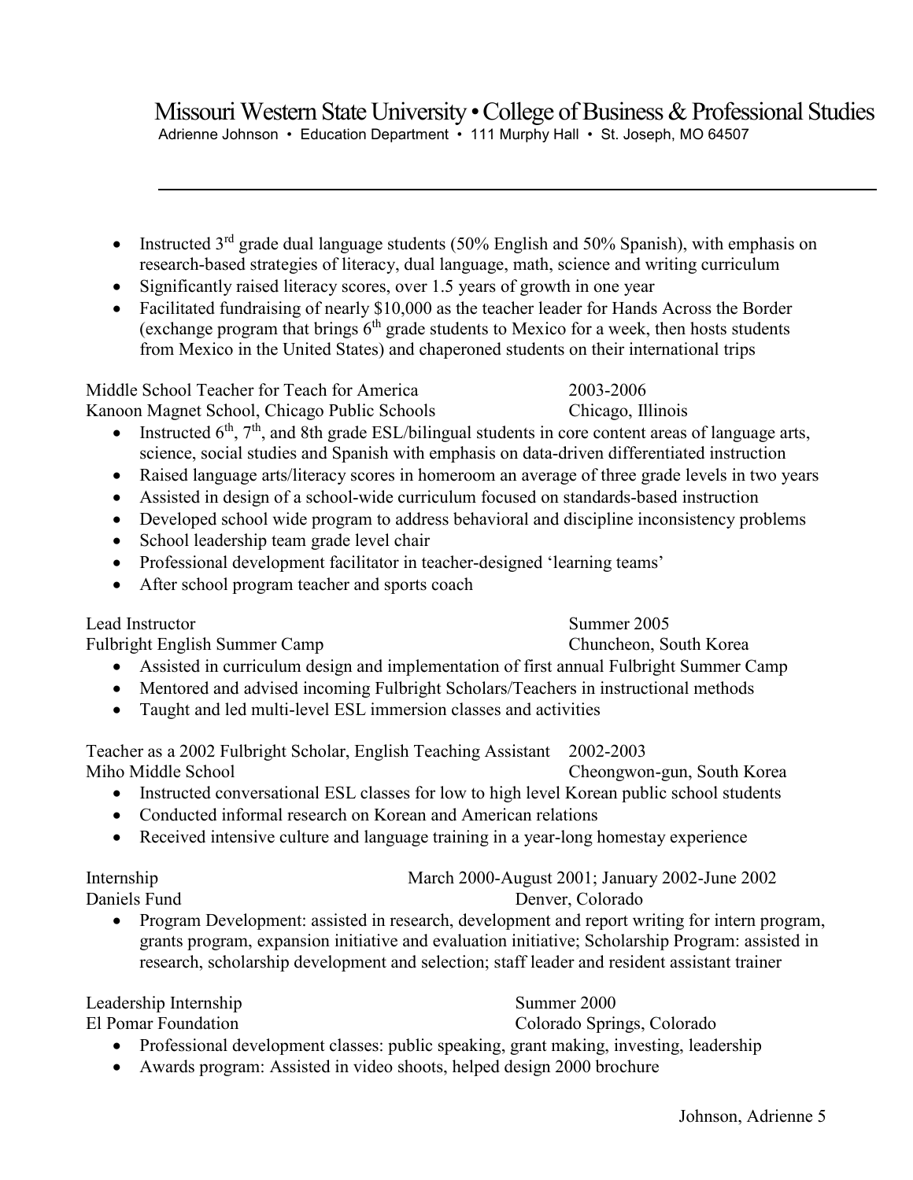- Instructed 3rd grade dual language students (50% English and 50% Spanish), with emphasis on research-based strategies of literacy, dual language, math, science and writing curriculum
- Significantly raised literacy scores, over 1.5 years of growth in one year
- Facilitated fundraising of nearly $10,000 as the teacher leader for Hands Across the Border (exchange program that brings 6th grade students to Mexico for a week, then hosts students from Mexico in the United States) and chaperoned students on their international trips

Middle School Teacher for Teach for America — 2003-2006
Kanoon Magnet School, Chicago Public Schools — Chicago, Illinois

- Instructed 6th, 7th, and 8th grade ESL/bilingual students in core content areas of language arts, science, social studies and Spanish with emphasis on data-driven differentiated instruction
- Raised language arts/literacy scores in homeroom an average of three grade levels in two years
- Assisted in design of a school-wide curriculum focused on standards-based instruction
- Developed school wide program to address behavioral and discipline inconsistency problems
- School leadership team grade level chair
- Professional development facilitator in teacher-designed 'learning teams'
- After school program teacher and sports coach

Lead Instructor — Summer 2005
Fulbright English Summer Camp — Chuncheon, South Korea

- Assisted in curriculum design and implementation of first annual Fulbright Summer Camp
- Mentored and advised incoming Fulbright Scholars/Teachers in instructional methods
- Taught and led multi-level ESL immersion classes and activities

Teacher as a 2002 Fulbright Scholar, English Teaching Assistant — 2002-2003
Miho Middle School — Cheongwon-gun, South Korea

- Instructed conversational ESL classes for low to high level Korean public school students
- Conducted informal research on Korean and American relations
- Received intensive culture and language training in a year-long homestay experience

Internship — March 2000-August 2001; January 2002-June 2002
Daniels Fund — Denver, Colorado

- Program Development: assisted in research, development and report writing for intern program, grants program, expansion initiative and evaluation initiative; Scholarship Program: assisted in research, scholarship development and selection; staff leader and resident assistant trainer

Leadership Internship — Summer 2000
El Pomar Foundation — Colorado Springs, Colorado

- Professional development classes: public speaking, grant making, investing, leadership
- Awards program: Assisted in video shoots, helped design 2000 brochure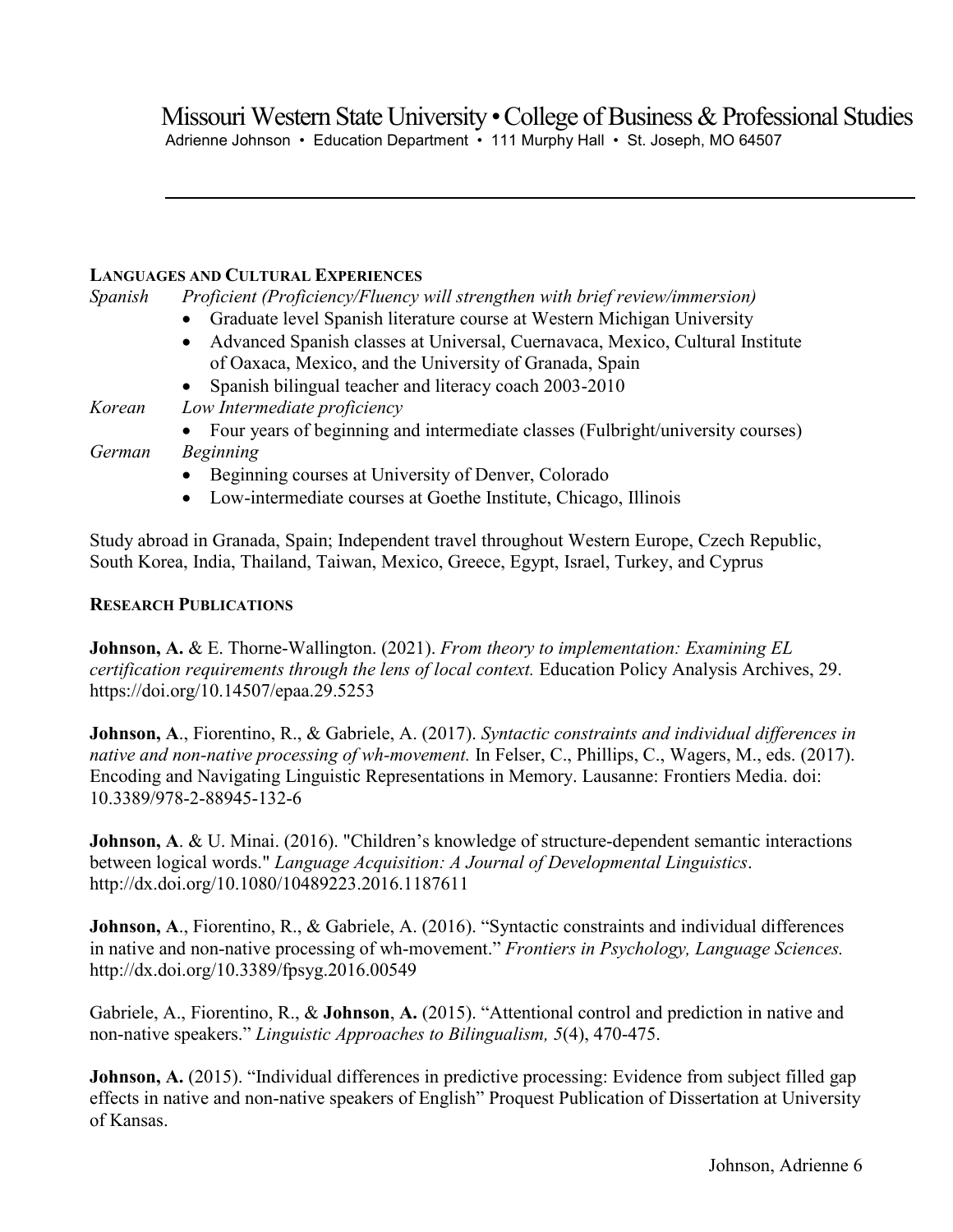**LANGUAGES AND CULTURAL EXPERIENCES**

*Spanish* — *Proficient (Proficiency/Fluency will strengthen with brief review/immersion)*

- Graduate level Spanish literature course at Western Michigan University
- Advanced Spanish classes at Universal, Cuernavaca, Mexico, Cultural Institute of Oaxaca, Mexico, and the University of Granada, Spain
- Spanish bilingual teacher and literacy coach 2003-2010

*Korean* — *Low Intermediate proficiency*

- Four years of beginning and intermediate classes (Fulbright/university courses)

*German* — *Beginning*

- Beginning courses at University of Denver, Colorado
- Low-intermediate courses at Goethe Institute, Chicago, Illinois

Study abroad in Granada, Spain; Independent travel throughout Western Europe, Czech Republic, South Korea, India, Thailand, Taiwan, Mexico, Greece, Egypt, Israel, Turkey, and Cyprus

**RESEARCH PUBLICATIONS**

**Johnson, A.** & E. Thorne-Wallington. (2021). *From theory to implementation: Examining EL certification requirements through the lens of local context.* Education Policy Analysis Archives, 29. https://doi.org/10.14507/epaa.29.5253

**Johnson, A**., Fiorentino, R., & Gabriele, A. (2017). *Syntactic constraints and individual differences in native and non-native processing of wh-movement.* In Felser, C., Phillips, C., Wagers, M., eds. (2017). Encoding and Navigating Linguistic Representations in Memory. Lausanne: Frontiers Media. doi: 10.3389/978-2-88945-132-6

**Johnson, A**. & U. Minai. (2016). "Children's knowledge of structure-dependent semantic interactions between logical words." *Language Acquisition: A Journal of Developmental Linguistics*. http://dx.doi.org/10.1080/10489223.2016.1187611

**Johnson, A**., Fiorentino, R., & Gabriele, A. (2016). "Syntactic constraints and individual differences in native and non-native processing of wh-movement." *Frontiers in Psychology, Language Sciences.* http://dx.doi.org/10.3389/fpsyg.2016.00549

Gabriele, A., Fiorentino, R., & **Johnson**, **A.** (2015). "Attentional control and prediction in native and non-native speakers." *Linguistic Approaches to Bilingualism, 5*(4), 470-475.

**Johnson, A.** (2015). "Individual differences in predictive processing: Evidence from subject filled gap effects in native and non-native speakers of English" Proquest Publication of Dissertation at University of Kansas.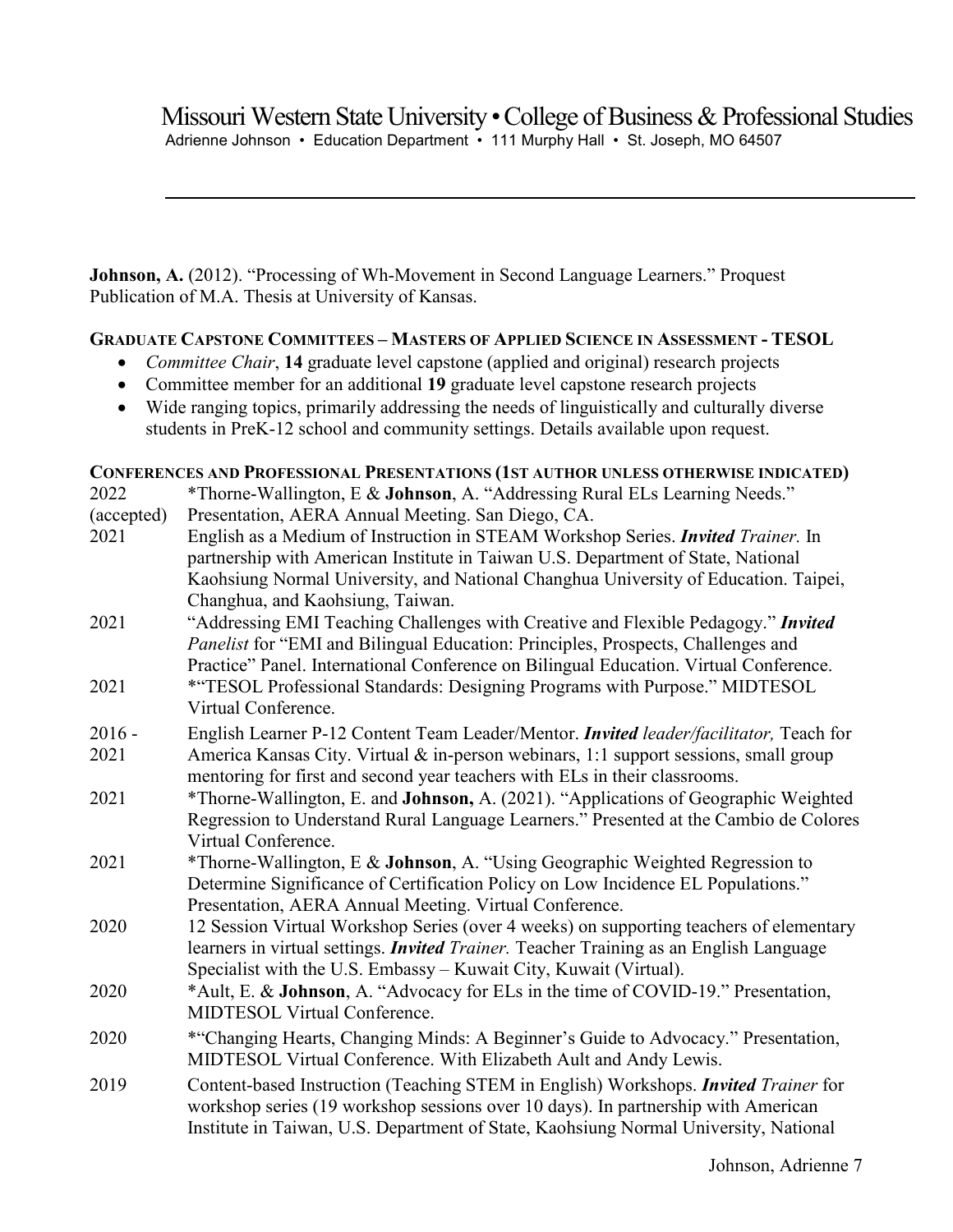**Johnson, A.** (2012). "Processing of Wh-Movement in Second Language Learners." Proquest Publication of M.A. Thesis at University of Kansas.

### GRADUATE CAPSTONE COMMITTEES – MASTERS OF APPLIED SCIENCE IN ASSESSMENT - TESOL

- *Committee Chair*, **14** graduate level capstone (applied and original) research projects
- Committee member for an additional **19** graduate level capstone research projects
- Wide ranging topics, primarily addressing the needs of linguistically and culturally diverse students in PreK-12 school and community settings. Details available upon request.

### CONFERENCES AND PROFESSIONAL PRESENTATIONS (1ST AUTHOR UNLESS OTHERWISE INDICATED)

2022 (accepted) *Thorne-Wallington, E & **Johnson**, A. "Addressing Rural ELs Learning Needs." Presentation, AERA Annual Meeting. San Diego, CA.

2021 English as a Medium of Instruction in STEAM Workshop Series. ***Invited** Trainer.* In partnership with American Institute in Taiwan U.S. Department of State, National Kaohsiung Normal University, and National Changhua University of Education. Taipei, Changhua, and Kaohsiung, Taiwan.

2021 "Addressing EMI Teaching Challenges with Creative and Flexible Pedagogy." ***Invited** Panelist* for "EMI and Bilingual Education: Principles, Prospects, Challenges and Practice" Panel. International Conference on Bilingual Education. Virtual Conference.

2021 *"TESOL Professional Standards: Designing Programs with Purpose." MIDTESOL Virtual Conference.

2016 - 2021 English Learner P-12 Content Team Leader/Mentor. ***Invited** leader/facilitator,* Teach for America Kansas City. Virtual & in-person webinars, 1:1 support sessions, small group mentoring for first and second year teachers with ELs in their classrooms.

2021 *Thorne-Wallington, E. and **Johnson,** A. (2021). "Applications of Geographic Weighted Regression to Understand Rural Language Learners." Presented at the Cambio de Colores Virtual Conference.

2021 *Thorne-Wallington, E & **Johnson**, A. "Using Geographic Weighted Regression to Determine Significance of Certification Policy on Low Incidence EL Populations." Presentation, AERA Annual Meeting. Virtual Conference.

2020 12 Session Virtual Workshop Series (over 4 weeks) on supporting teachers of elementary learners in virtual settings. ***Invited** Trainer.* Teacher Training as an English Language Specialist with the U.S. Embassy – Kuwait City, Kuwait (Virtual).

2020 *Ault, E. & **Johnson**, A. "Advocacy for ELs in the time of COVID-19." Presentation, MIDTESOL Virtual Conference.

2020 *"Changing Hearts, Changing Minds: A Beginner's Guide to Advocacy." Presentation, MIDTESOL Virtual Conference. With Elizabeth Ault and Andy Lewis.

2019 Content-based Instruction (Teaching STEM in English) Workshops. ***Invited** Trainer* for workshop series (19 workshop sessions over 10 days). In partnership with American Institute in Taiwan, U.S. Department of State, Kaohsiung Normal University, National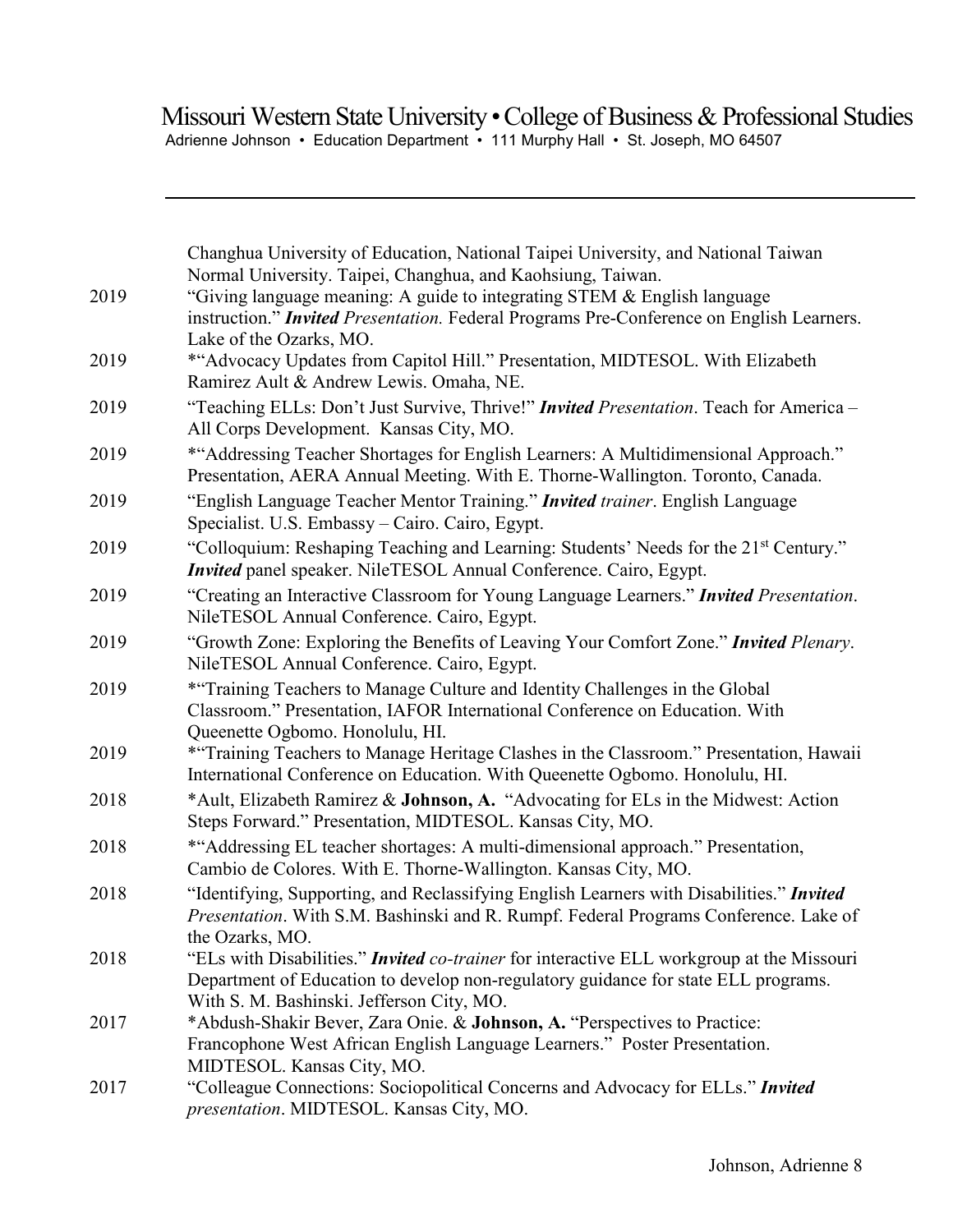Changhua University of Education, National Taipei University, and National Taiwan Normal University. Taipei, Changhua, and Kaohsiung, Taiwan.

2019 "Giving language meaning: A guide to integrating STEM & English language instruction." ***Invited*** *Presentation.* Federal Programs Pre-Conference on English Learners. Lake of the Ozarks, MO.

2019 *"Advocacy Updates from Capitol Hill." Presentation, MIDTESOL. With Elizabeth Ramirez Ault & Andrew Lewis. Omaha, NE.

2019 "Teaching ELLs: Don't Just Survive, Thrive!" ***Invited*** *Presentation*. Teach for America – All Corps Development. Kansas City, MO.

2019 *"Addressing Teacher Shortages for English Learners: A Multidimensional Approach." Presentation, AERA Annual Meeting. With E. Thorne-Wallington. Toronto, Canada.

2019 "English Language Teacher Mentor Training." ***Invited*** *trainer*. English Language Specialist. U.S. Embassy – Cairo. Cairo, Egypt.

2019 "Colloquium: Reshaping Teaching and Learning: Students' Needs for the 21st Century." ***Invited*** panel speaker. NileTESOL Annual Conference. Cairo, Egypt.

2019 "Creating an Interactive Classroom for Young Language Learners." ***Invited*** *Presentation*. NileTESOL Annual Conference. Cairo, Egypt.

2019 "Growth Zone: Exploring the Benefits of Leaving Your Comfort Zone." ***Invited*** *Plenary*. NileTESOL Annual Conference. Cairo, Egypt.

2019 *"Training Teachers to Manage Culture and Identity Challenges in the Global Classroom." Presentation, IAFOR International Conference on Education. With Queenette Ogbomo. Honolulu, HI.

2019 *"Training Teachers to Manage Heritage Clashes in the Classroom." Presentation, Hawaii International Conference on Education. With Queenette Ogbomo. Honolulu, HI.

2018 *Ault, Elizabeth Ramirez & **Johnson, A.** "Advocating for ELs in the Midwest: Action Steps Forward." Presentation, MIDTESOL. Kansas City, MO.

2018 *"Addressing EL teacher shortages: A multi-dimensional approach." Presentation, Cambio de Colores. With E. Thorne-Wallington. Kansas City, MO.

2018 "Identifying, Supporting, and Reclassifying English Learners with Disabilities." ***Invited*** *Presentation*. With S.M. Bashinski and R. Rumpf. Federal Programs Conference. Lake of the Ozarks, MO.

2018 "ELs with Disabilities." ***Invited*** *co-trainer* for interactive ELL workgroup at the Missouri Department of Education to develop non-regulatory guidance for state ELL programs. With S. M. Bashinski. Jefferson City, MO.

2017 *Abdush-Shakir Bever, Zara Onie. & **Johnson, A.** "Perspectives to Practice: Francophone West African English Language Learners." Poster Presentation. MIDTESOL. Kansas City, MO.

2017 "Colleague Connections: Sociopolitical Concerns and Advocacy for ELLs." ***Invited*** *presentation*. MIDTESOL. Kansas City, MO.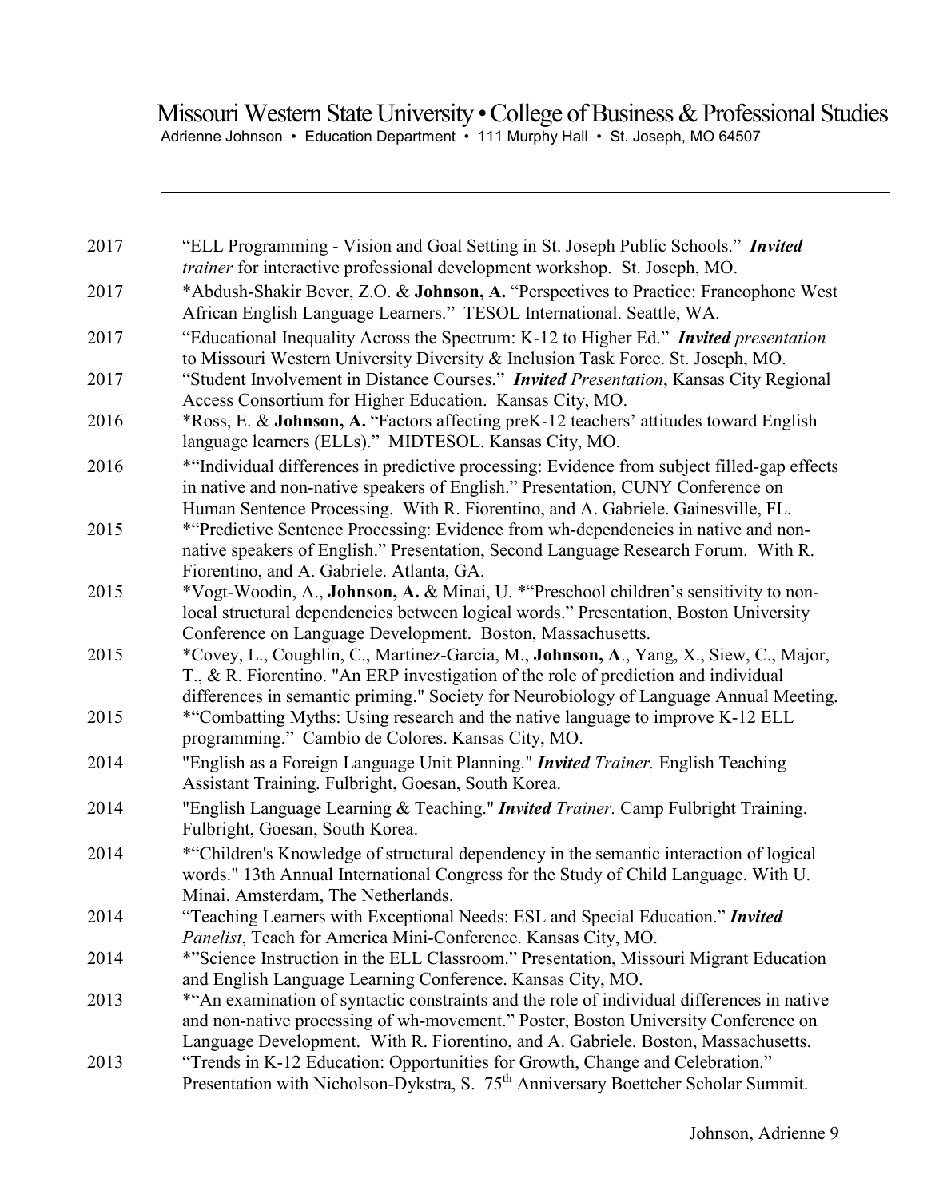2017 “ELL Programming - Vision and Goal Setting in St. Joseph Public Schools.” ***Invited*** *trainer* for interactive professional development workshop. St. Joseph, MO.

2017 *Abdush-Shakir Bever, Z.O. & **Johnson, A.** “Perspectives to Practice: Francophone West African English Language Learners.” TESOL International. Seattle, WA.

2017 “Educational Inequality Across the Spectrum: K-12 to Higher Ed.” ***Invited*** *presentation* to Missouri Western University Diversity & Inclusion Task Force. St. Joseph, MO.

2017 “Student Involvement in Distance Courses.” ***Invited*** *Presentation*, Kansas City Regional Access Consortium for Higher Education. Kansas City, MO.

2016 *Ross, E. & **Johnson, A.** “Factors affecting preK-12 teachers’ attitudes toward English language learners (ELLs).” MIDTESOL. Kansas City, MO.

2016 *“Individual differences in predictive processing: Evidence from subject filled-gap effects in native and non-native speakers of English.” Presentation, CUNY Conference on Human Sentence Processing. With R. Fiorentino, and A. Gabriele. Gainesville, FL.

2015 *“Predictive Sentence Processing: Evidence from wh-dependencies in native and non-native speakers of English.” Presentation, Second Language Research Forum. With R. Fiorentino, and A. Gabriele. Atlanta, GA.

2015 *Vogt-Woodin, A., **Johnson, A.** & Minai, U. *“Preschool children’s sensitivity to non-local structural dependencies between logical words.” Presentation, Boston University Conference on Language Development. Boston, Massachusetts.

2015 *Covey, L., Coughlin, C., Martinez-Garcia, M., **Johnson, A**., Yang, X., Siew, C., Major, T., & R. Fiorentino. "An ERP investigation of the role of prediction and individual differences in semantic priming." Society for Neurobiology of Language Annual Meeting.

2015 *“Combatting Myths: Using research and the native language to improve K-12 ELL programming.” Cambio de Colores. Kansas City, MO.

2014 "English as a Foreign Language Unit Planning." ***Invited*** *Trainer.* English Teaching Assistant Training. Fulbright, Goesan, South Korea.

2014 "English Language Learning & Teaching." ***Invited*** *Trainer.* Camp Fulbright Training. Fulbright, Goesan, South Korea.

2014 *“Children's Knowledge of structural dependency in the semantic interaction of logical words." 13th Annual International Congress for the Study of Child Language. With U. Minai. Amsterdam, The Netherlands.

2014 “Teaching Learners with Exceptional Needs: ESL and Special Education.” ***Invited*** *Panelist*, Teach for America Mini-Conference. Kansas City, MO.

2014 *”Science Instruction in the ELL Classroom.” Presentation, Missouri Migrant Education and English Language Learning Conference. Kansas City, MO.

2013 *“An examination of syntactic constraints and the role of individual differences in native and non-native processing of wh-movement.” Poster, Boston University Conference on Language Development. With R. Fiorentino, and A. Gabriele. Boston, Massachusetts.

2013 “Trends in K-12 Education: Opportunities for Growth, Change and Celebration.” Presentation with Nicholson-Dykstra, S. 75th Anniversary Boettcher Scholar Summit.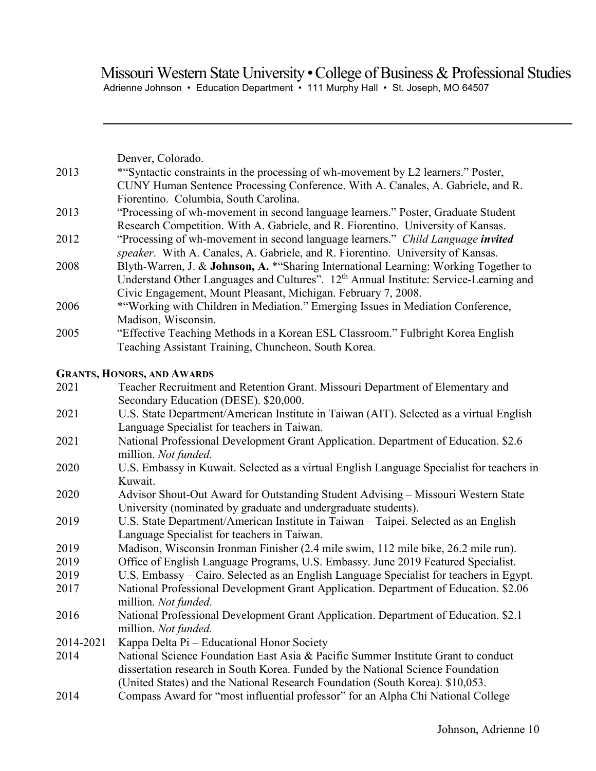Denver, Colorado.

2013 *"Syntactic constraints in the processing of wh-movement by L2 learners." Poster, CUNY Human Sentence Processing Conference. With A. Canales, A. Gabriele, and R. Fiorentino. Columbia, South Carolina.

2013 "Processing of wh-movement in second language learners." Poster, Graduate Student Research Competition. With A. Gabriele, and R. Fiorentino. University of Kansas.

2012 "Processing of wh-movement in second language learners." *Child Language **invited** speaker*. With A. Canales, A. Gabriele, and R. Fiorentino. University of Kansas.

2008 Blyth-Warren, J. & **Johnson, A.** *"Sharing International Learning: Working Together to Understand Other Languages and Cultures". 12th Annual Institute: Service-Learning and Civic Engagement, Mount Pleasant, Michigan. February 7, 2008.

2006 *"Working with Children in Mediation." Emerging Issues in Mediation Conference, Madison, Wisconsin.

2005 "Effective Teaching Methods in a Korean ESL Classroom." Fulbright Korea English Teaching Assistant Training, Chuncheon, South Korea.

## GRANTS, HONORS, AND AWARDS

2021 Teacher Recruitment and Retention Grant. Missouri Department of Elementary and Secondary Education (DESE). $20,000.

2021 U.S. State Department/American Institute in Taiwan (AIT). Selected as a virtual English Language Specialist for teachers in Taiwan.

2021 National Professional Development Grant Application. Department of Education. $2.6 million. *Not funded.*

2020 U.S. Embassy in Kuwait. Selected as a virtual English Language Specialist for teachers in Kuwait.

2020 Advisor Shout-Out Award for Outstanding Student Advising – Missouri Western State University (nominated by graduate and undergraduate students).

2019 U.S. State Department/American Institute in Taiwan – Taipei. Selected as an English Language Specialist for teachers in Taiwan.

2019 Madison, Wisconsin Ironman Finisher (2.4 mile swim, 112 mile bike, 26.2 mile run).

2019 Office of English Language Programs, U.S. Embassy. June 2019 Featured Specialist.

2019 U.S. Embassy – Cairo. Selected as an English Language Specialist for teachers in Egypt.

2017 National Professional Development Grant Application. Department of Education. $2.06 million. *Not funded.*

2016 National Professional Development Grant Application. Department of Education. $2.1 million. *Not funded.*

2014-2021 Kappa Delta Pi – Educational Honor Society

2014 National Science Foundation East Asia & Pacific Summer Institute Grant to conduct dissertation research in South Korea. Funded by the National Science Foundation (United States) and the National Research Foundation (South Korea). $10,053.

2014 Compass Award for "most influential professor" for an Alpha Chi National College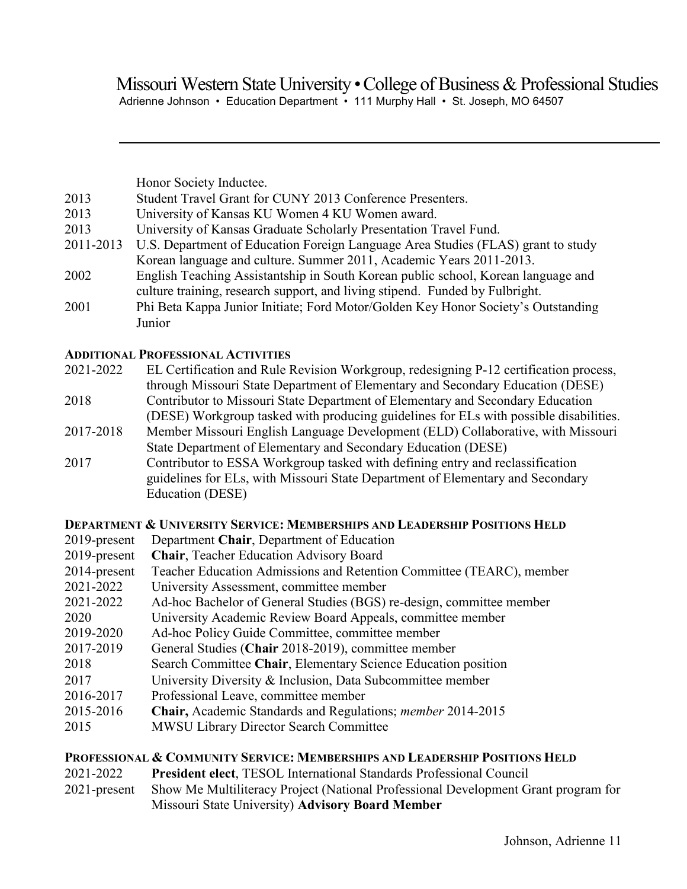Honor Society Inductee.

2013 Student Travel Grant for CUNY 2013 Conference Presenters.

2013 University of Kansas KU Women 4 KU Women award.

2013 University of Kansas Graduate Scholarly Presentation Travel Fund.

2011-2013 U.S. Department of Education Foreign Language Area Studies (FLAS) grant to study Korean language and culture. Summer 2011, Academic Years 2011-2013.

2002 English Teaching Assistantship in South Korean public school, Korean language and culture training, research support, and living stipend. Funded by Fulbright.

2001 Phi Beta Kappa Junior Initiate; Ford Motor/Golden Key Honor Society's Outstanding Junior

## Additional Professional Activities

2021-2022 EL Certification and Rule Revision Workgroup, redesigning P-12 certification process, through Missouri State Department of Elementary and Secondary Education (DESE)

2018 Contributor to Missouri State Department of Elementary and Secondary Education (DESE) Workgroup tasked with producing guidelines for ELs with possible disabilities.

2017-2018 Member Missouri English Language Development (ELD) Collaborative, with Missouri State Department of Elementary and Secondary Education (DESE)

2017 Contributor to ESSA Workgroup tasked with defining entry and reclassification guidelines for ELs, with Missouri State Department of Elementary and Secondary Education (DESE)

## Department & University Service: Memberships and Leadership Positions Held

2019-present Department **Chair**, Department of Education

2019-present **Chair**, Teacher Education Advisory Board

2014-present Teacher Education Admissions and Retention Committee (TEARC), member

2021-2022 University Assessment, committee member

2021-2022 Ad-hoc Bachelor of General Studies (BGS) re-design, committee member

2020 University Academic Review Board Appeals, committee member

2019-2020 Ad-hoc Policy Guide Committee, committee member

2017-2019 General Studies (**Chair** 2018-2019), committee member

2018 Search Committee **Chair**, Elementary Science Education position

2017 University Diversity & Inclusion, Data Subcommittee member

2016-2017 Professional Leave, committee member

2015-2016 **Chair,** Academic Standards and Regulations; *member* 2014-2015

2015 MWSU Library Director Search Committee

## Professional & Community Service: Memberships and Leadership Positions Held

2021-2022 **President elect**, TESOL International Standards Professional Council

2021-present Show Me Multiliteracy Project (National Professional Development Grant program for Missouri State University) **Advisory Board Member**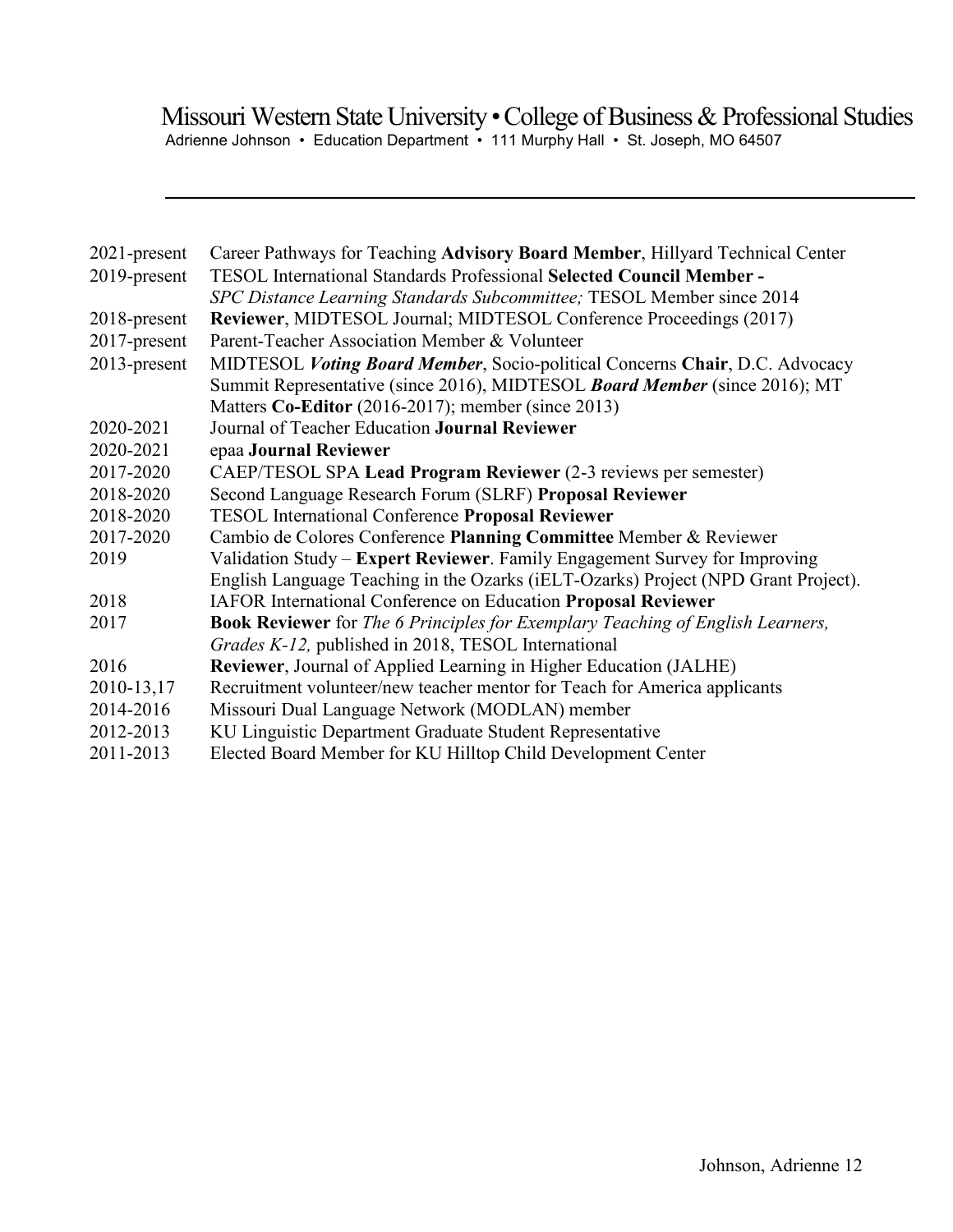| | |
|---|---|
| 2021-present | Career Pathways for Teaching **Advisory Board Member**, Hillyard Technical Center |
| 2019-present | TESOL International Standards Professional **Selected Council Member -** *SPC Distance Learning Standards Subcommittee;* TESOL Member since 2014 |
| 2018-present | **Reviewer**, MIDTESOL Journal; MIDTESOL Conference Proceedings (2017) |
| 2017-present | Parent-Teacher Association Member & Volunteer |
| 2013-present | MIDTESOL ***Voting Board Member***, Socio-political Concerns **Chair**, D.C. Advocacy Summit Representative (since 2016), MIDTESOL ***Board Member*** (since 2016); MT Matters **Co-Editor** (2016-2017); member (since 2013) |
| 2020-2021 | Journal of Teacher Education **Journal Reviewer** |
| 2020-2021 | epaa **Journal Reviewer** |
| 2017-2020 | CAEP/TESOL SPA **Lead Program Reviewer** (2-3 reviews per semester) |
| 2018-2020 | Second Language Research Forum (SLRF) **Proposal Reviewer** |
| 2018-2020 | TESOL International Conference **Proposal Reviewer** |
| 2017-2020 | Cambio de Colores Conference **Planning Committee** Member & Reviewer |
| 2019 | Validation Study – **Expert Reviewer**. Family Engagement Survey for Improving English Language Teaching in the Ozarks (iELT-Ozarks) Project (NPD Grant Project). |
| 2018 | IAFOR International Conference on Education **Proposal Reviewer** |
| 2017 | **Book Reviewer** for *The 6 Principles for Exemplary Teaching of English Learners, Grades K-12,* published in 2018, TESOL International |
| 2016 | **Reviewer**, Journal of Applied Learning in Higher Education (JALHE) |
| 2010-13,17 | Recruitment volunteer/new teacher mentor for Teach for America applicants |
| 2014-2016 | Missouri Dual Language Network (MODLAN) member |
| 2012-2013 | KU Linguistic Department Graduate Student Representative |
| 2011-2013 | Elected Board Member for KU Hilltop Child Development Center |